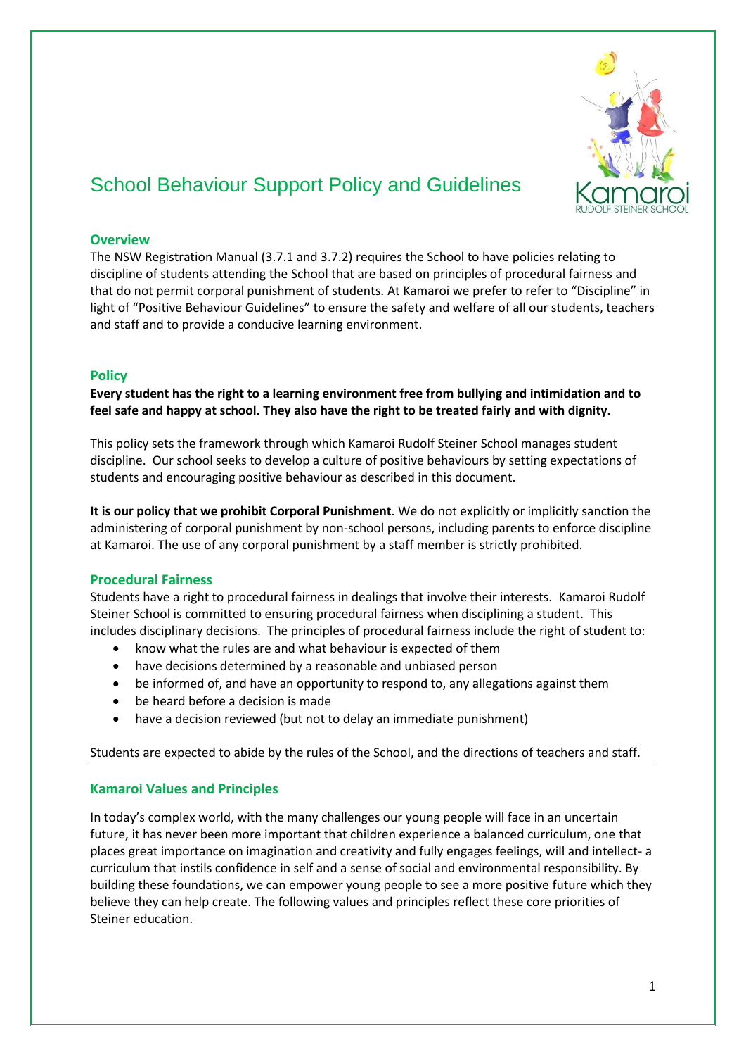# School Behaviour Support Policy and Guidelines

## Overview

The NSW Registration Manual (3.7.1 and 3.7.2) requires the School to have policies relating to discipline of students attending the School that are based on principles of procedural fairness and that do not permit corporal punishment of students. At Kamaroi we prefer to refer to "Discipline" in light of "Positive Behaviour Guidelines" to ensure the safety and welfare of all our students, teachers and staff and to provide a conducive learning environment.

## Policy

**Every student has the right to a learning environment free from bullying and intimidation and to feel safe and happy at school. They also have the right to be treated fairly and with dignity.**

This policy sets the framework through which Kamaroi Rudolf Steiner School manages student discipline. Our school seeks to develop a culture of positive behaviours by setting expectations of students and encouraging positive behaviour as described in this document.

**It is our policy that we prohibit Corporal Punishment**. We do not explicitly or implicitly sanction the administering of corporal punishment by non-school persons, including parents to enforce discipline at Kamaroi. The use of any corporal punishment by a staff member is strictly prohibited.

## Procedural Fairness

Students have a right to procedural fairness in dealings that involve their interests. Kamaroi Rudolf Steiner School is committed to ensuring procedural fairness when disciplining a student. This includes disciplinary decisions. The principles of procedural fairness include the right of student to:

- know what the rules are and what behaviour is expected of them
- have decisions determined by a reasonable and unbiased person
- be informed of, and have an opportunity to respond to, any allegations against them
- be heard before a decision is made
- have a decision reviewed (but not to delay an immediate punishment)

Students are expected to abide by the rules of the School, and the directions of teachers and staff.

## Kamaroi Values and Principles

In today's complex world, with the many challenges our young people will face in an uncertain future, it has never been more important that children experience a balanced curriculum, one that places great importance on imagination and creativity and fully engages feelings, will and intellect- a curriculum that instils confidence in self and a sense of social and environmental responsibility. By building these foundations, we can empower young people to see a more positive future which they believe they can help create. The following values and principles reflect these core priorities of Steiner education.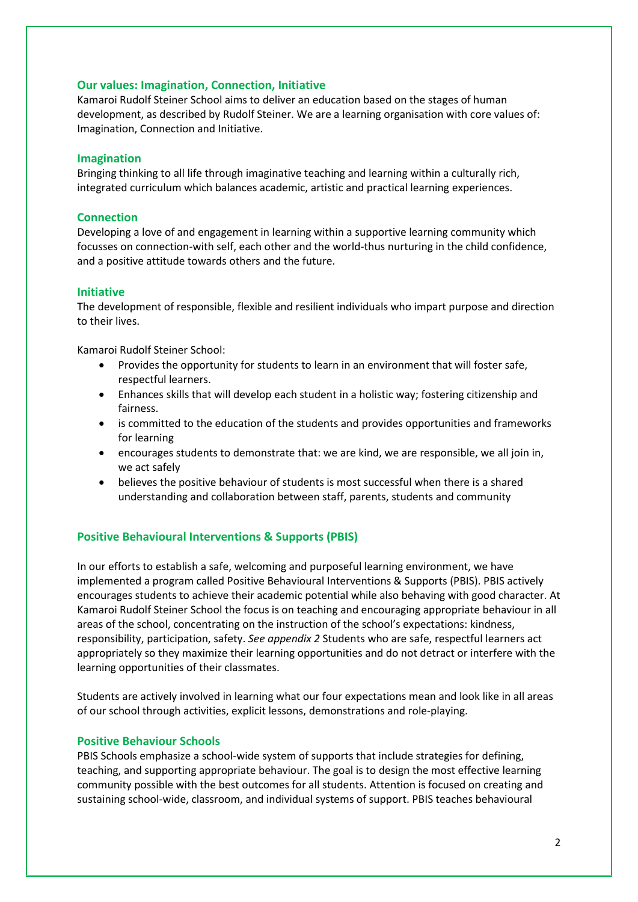## Our values: Imagination, Connection, Initiative

Kamaroi Rudolf Steiner School aims to deliver an education based on the stages of human development, as described by Rudolf Steiner. We are a learning organisation with core values of: Imagination, Connection and Initiative.

### Imagination

Bringing thinking to all life through imaginative teaching and learning within a culturally rich, integrated curriculum which balances academic, artistic and practical learning experiences.

### Connection

Developing a love of and engagement in learning within a supportive learning community which focusses on connection-with self, each other and the world-thus nurturing in the child confidence, and a positive attitude towards others and the future.

### Initiative

The development of responsible, flexible and resilient individuals who impart purpose and direction to their lives.

Kamaroi Rudolf Steiner School:

- Provides the opportunity for students to learn in an environment that will foster safe, respectful learners.
- Enhances skills that will develop each student in a holistic way; fostering citizenship and fairness.
- is committed to the education of the students and provides opportunities and frameworks for learning
- encourages students to demonstrate that: we are kind, we are responsible, we all join in, we act safely
- believes the positive behaviour of students is most successful when there is a shared understanding and collaboration between staff, parents, students and community

## Positive Behavioural Interventions & Supports (PBIS)

In our efforts to establish a safe, welcoming and purposeful learning environment, we have implemented a program called Positive Behavioural Interventions & Supports (PBIS). PBIS actively encourages students to achieve their academic potential while also behaving with good character. At Kamaroi Rudolf Steiner School the focus is on teaching and encouraging appropriate behaviour in all areas of the school, concentrating on the instruction of the school's expectations: kindness, responsibility, participation, safety. *See appendix 2* Students who are safe, respectful learners act appropriately so they maximize their learning opportunities and do not detract or interfere with the learning opportunities of their classmates.

Students are actively involved in learning what our four expectations mean and look like in all areas of our school through activities, explicit lessons, demonstrations and role-playing.

### Positive Behaviour Schools

PBIS Schools emphasize a school-wide system of supports that include strategies for defining, teaching, and supporting appropriate behaviour. The goal is to design the most effective learning community possible with the best outcomes for all students. Attention is focused on creating and sustaining school-wide, classroom, and individual systems of support. PBIS teaches behavioural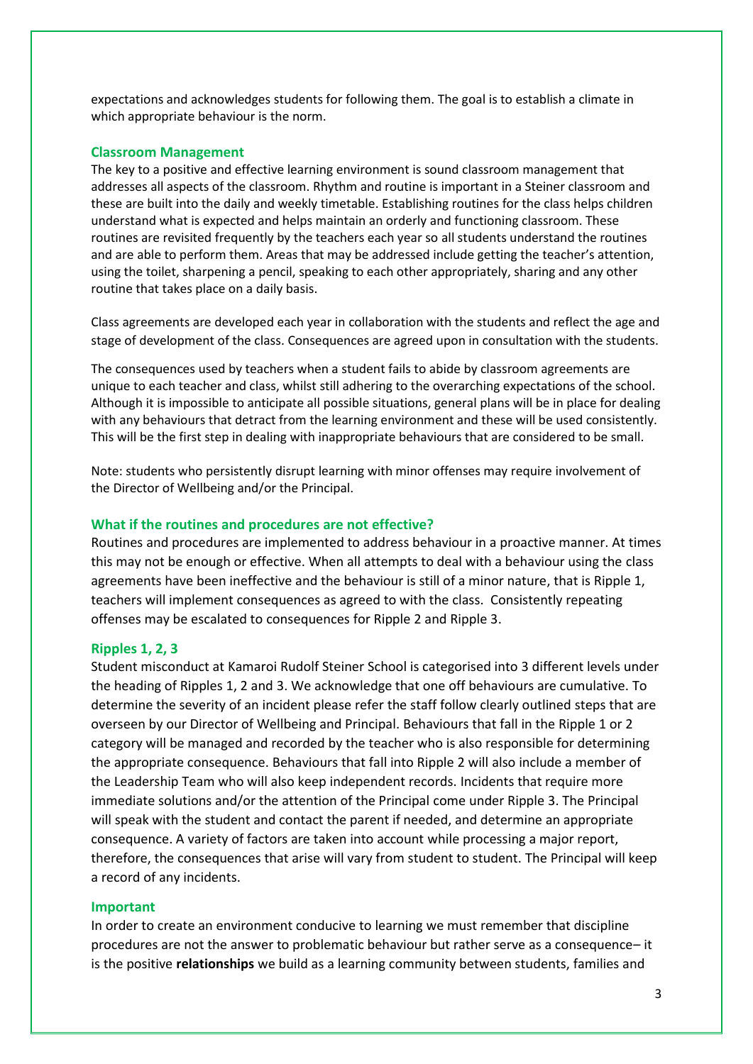expectations and acknowledges students for following them. The goal is to establish a climate in which appropriate behaviour is the norm.

### Classroom Management

The key to a positive and effective learning environment is sound classroom management that addresses all aspects of the classroom. Rhythm and routine is important in a Steiner classroom and these are built into the daily and weekly timetable. Establishing routines for the class helps children understand what is expected and helps maintain an orderly and functioning classroom. These routines are revisited frequently by the teachers each year so all students understand the routines and are able to perform them. Areas that may be addressed include getting the teacher's attention, using the toilet, sharpening a pencil, speaking to each other appropriately, sharing and any other routine that takes place on a daily basis.

Class agreements are developed each year in collaboration with the students and reflect the age and stage of development of the class. Consequences are agreed upon in consultation with the students.

The consequences used by teachers when a student fails to abide by classroom agreements are unique to each teacher and class, whilst still adhering to the overarching expectations of the school. Although it is impossible to anticipate all possible situations, general plans will be in place for dealing with any behaviours that detract from the learning environment and these will be used consistently. This will be the first step in dealing with inappropriate behaviours that are considered to be small.

Note: students who persistently disrupt learning with minor offenses may require involvement of the Director of Wellbeing and/or the Principal.

### What if the routines and procedures are not effective?

Routines and procedures are implemented to address behaviour in a proactive manner. At times this may not be enough or effective. When all attempts to deal with a behaviour using the class agreements have been ineffective and the behaviour is still of a minor nature, that is Ripple 1, teachers will implement consequences as agreed to with the class. Consistently repeating offenses may be escalated to consequences for Ripple 2 and Ripple 3.

### Ripples 1, 2, 3

Student misconduct at Kamaroi Rudolf Steiner School is categorised into 3 different levels under the heading of Ripples 1, 2 and 3. We acknowledge that one off behaviours are cumulative. To determine the severity of an incident please refer the staff follow clearly outlined steps that are overseen by our Director of Wellbeing and Principal. Behaviours that fall in the Ripple 1 or 2 category will be managed and recorded by the teacher who is also responsible for determining the appropriate consequence. Behaviours that fall into Ripple 2 will also include a member of the Leadership Team who will also keep independent records. Incidents that require more immediate solutions and/or the attention of the Principal come under Ripple 3. The Principal will speak with the student and contact the parent if needed, and determine an appropriate consequence. A variety of factors are taken into account while processing a major report, therefore, the consequences that arise will vary from student to student. The Principal will keep a record of any incidents.

### Important

In order to create an environment conducive to learning we must remember that discipline procedures are not the answer to problematic behaviour but rather serve as a consequence– it is the positive **relationships** we build as a learning community between students, families and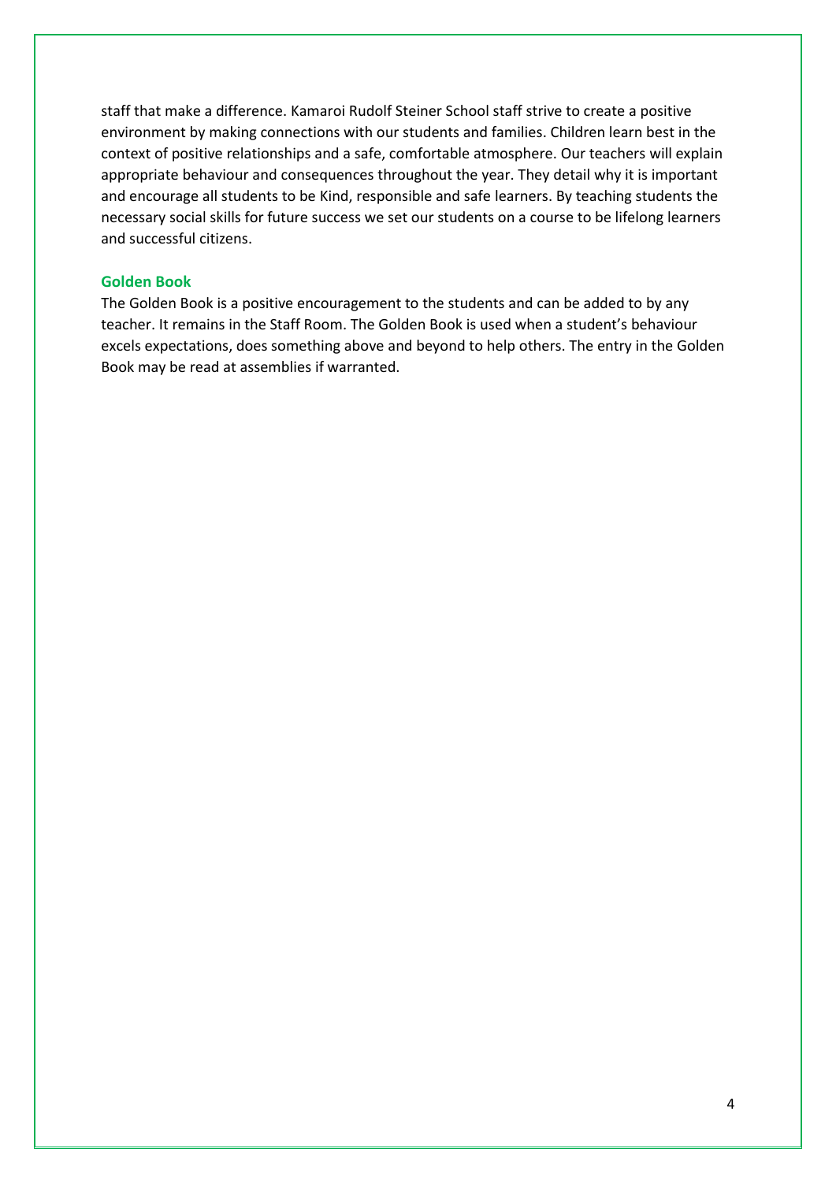staff that make a difference. Kamaroi Rudolf Steiner School staff strive to create a positive environment by making connections with our students and families. Children learn best in the context of positive relationships and a safe, comfortable atmosphere. Our teachers will explain appropriate behaviour and consequences throughout the year. They detail why it is important and encourage all students to be Kind, responsible and safe learners. By teaching students the necessary social skills for future success we set our students on a course to be lifelong learners and successful citizens.

### Golden Book

The Golden Book is a positive encouragement to the students and can be added to by any teacher. It remains in the Staff Room. The Golden Book is used when a student's behaviour excels expectations, does something above and beyond to help others. The entry in the Golden Book may be read at assemblies if warranted.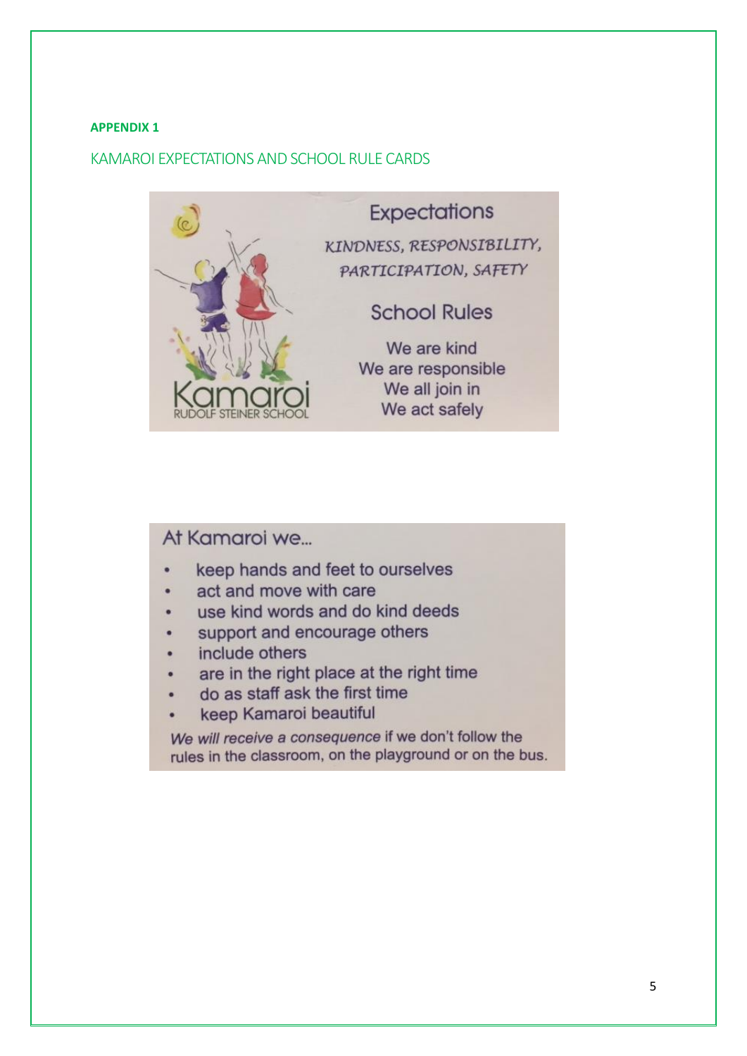**APPENDIX 1**

## KAMAROI EXPECTATIONS AND SCHOOL RULE CARDS

Kamaroi
RUDOLF STEINER SCHOOL

### Expectations

*KINDNESS, RESPONSIBILITY, PARTICIPATION, SAFETY*

### School Rules

We are kind
We are responsible
We all join in
We act safely

### At Kamaroi we...

- keep hands and feet to ourselves
- act and move with care
- use kind words and do kind deeds
- support and encourage others
- include others
- are in the right place at the right time
- do as staff ask the first time
- keep Kamaroi beautiful

*We will receive a consequence* if we don't follow the rules in the classroom, on the playground or on the bus.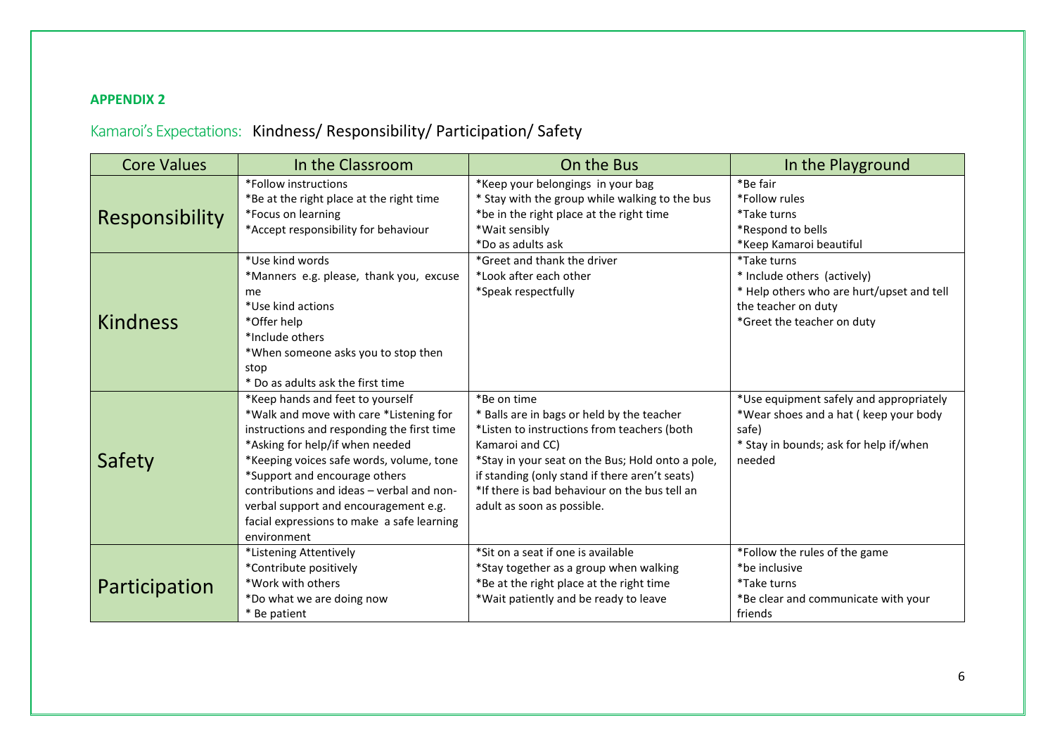**APPENDIX 2**

## Kamaroi's Expectations: Kindness/ Responsibility/ Participation/ Safety

| Core Values | In the Classroom | On the Bus | In the Playground |
|---|---|---|---|
| Responsibility | *Follow instructions<br>*Be at the right place at the right time<br>*Focus on learning<br>*Accept responsibility for behaviour | *Keep your belongings in your bag<br>* Stay with the group while walking to the bus<br>*be in the right place at the right time<br>*Wait sensibly<br>*Do as adults ask | *Be fair<br>*Follow rules<br>*Take turns<br>*Respond to bells<br>*Keep Kamaroi beautiful |
| Kindness | *Use kind words<br>*Manners e.g. please, thank you, excuse me<br>*Use kind actions<br>*Offer help<br>*Include others<br>*When someone asks you to stop then stop<br>* Do as adults ask the first time | *Greet and thank the driver<br>*Look after each other<br>*Speak respectfully | *Take turns<br>* Include others (actively)<br>* Help others who are hurt/upset and tell the teacher on duty<br>*Greet the teacher on duty |
| Safety | *Keep hands and feet to yourself<br>*Walk and move with care *Listening for instructions and responding the first time<br>*Asking for help/if when needed<br>*Keeping voices safe words, volume, tone<br>*Support and encourage others contributions and ideas – verbal and non-verbal support and encouragement e.g. facial expressions to make a safe learning environment | *Be on time<br>* Balls are in bags or held by the teacher<br>*Listen to instructions from teachers (both Kamaroi and CC)<br>*Stay in your seat on the Bus; Hold onto a pole, if standing (only stand if there aren't seats)<br>*If there is bad behaviour on the bus tell an adult as soon as possible. | *Use equipment safely and appropriately<br>*Wear shoes and a hat ( keep your body safe)<br>* Stay in bounds; ask for help if/when needed |
| Participation | *Listening Attentively<br>*Contribute positively<br>*Work with others<br>*Do what we are doing now<br>* Be patient | *Sit on a seat if one is available<br>*Stay together as a group when walking<br>*Be at the right place at the right time<br>*Wait patiently and be ready to leave | *Follow the rules of the game<br>*be inclusive<br>*Take turns<br>*Be clear and communicate with your friends |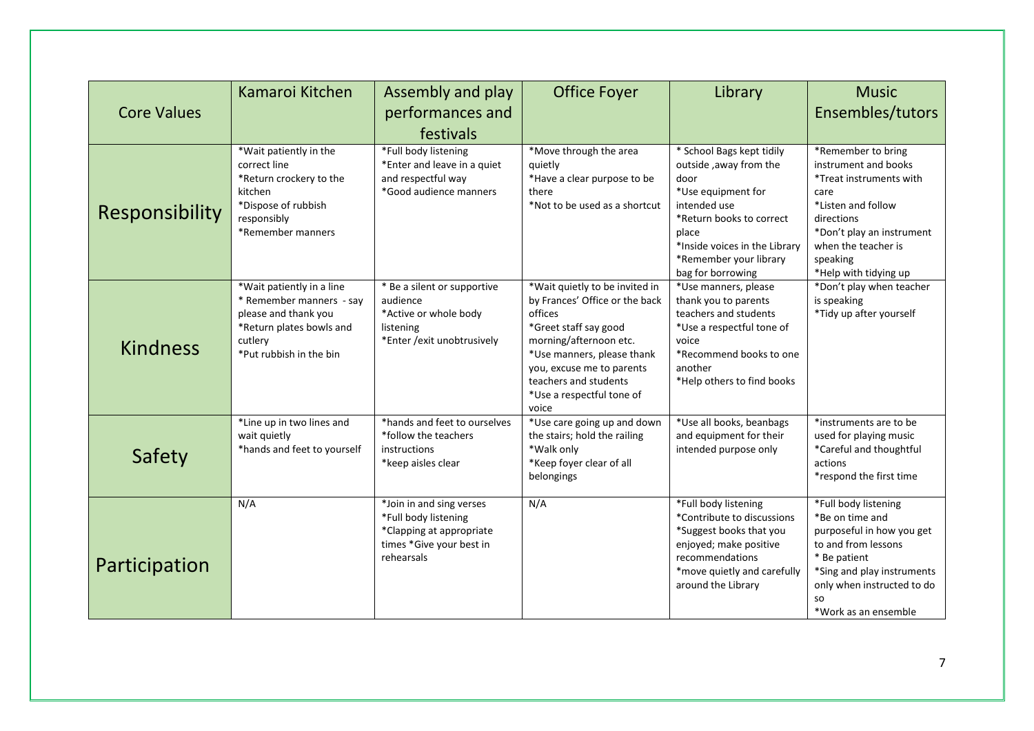| Core Values | Kamaroi Kitchen | Assembly and play performances and festivals | Office Foyer | Library | Music Ensembles/tutors |
|---|---|---|---|---|---|
| Responsibility | *Wait patiently in the correct line<br>*Return crockery to the kitchen<br>*Dispose of rubbish responsibly<br>*Remember manners | *Full body listening<br>*Enter and leave in a quiet and respectful way<br>*Good audience manners | *Move through the area quietly<br>*Have a clear purpose to be there<br>*Not to be used as a shortcut | * School Bags kept tidily outside ,away from the door<br>*Use equipment for intended use<br>*Return books to correct place<br>*Inside voices in the Library<br>*Remember your library bag for borrowing | *Remember to bring instrument and books<br>*Treat instruments with care<br>*Listen and follow directions<br>*Don't play an instrument when the teacher is speaking<br>*Help with tidying up |
| Kindness | *Wait patiently in a line<br>* Remember manners - say please and thank you<br>*Return plates bowls and cutlery<br>*Put rubbish in the bin | * Be a silent or supportive audience<br>*Active or whole body listening<br>*Enter /exit unobtrusively | *Wait quietly to be invited in by Frances' Office or the back offices<br>*Greet staff say good morning/afternoon etc.<br>*Use manners, please thank you, excuse me to parents teachers and students<br>*Use a respectful tone of voice | *Use manners, please thank you to parents teachers and students<br>*Use a respectful tone of voice<br>*Recommend books to one another<br>*Help others to find books | *Don't play when teacher is speaking<br>*Tidy up after yourself |
| Safety | *Line up in two lines and wait quietly<br>*hands and feet to yourself | *hands and feet to ourselves<br>*follow the teachers instructions<br>*keep aisles clear | *Use care going up and down the stairs; hold the railing<br>*Walk only<br>*Keep foyer clear of all belongings | *Use all books, beanbags and equipment for their intended purpose only | *instruments are to be used for playing music<br>*Careful and thoughtful actions<br>*respond the first time |
| Participation | N/A | *Join in and sing verses<br>*Full body listening<br>*Clapping at appropriate times *Give your best in rehearsals | N/A | *Full body listening<br>*Contribute to discussions<br>*Suggest books that you enjoyed; make positive recommendations<br>*move quietly and carefully around the Library | *Full body listening<br>*Be on time and purposeful in how you get to and from lessons<br>* Be patient<br>*Sing and play instruments only when instructed to do so<br>*Work as an ensemble |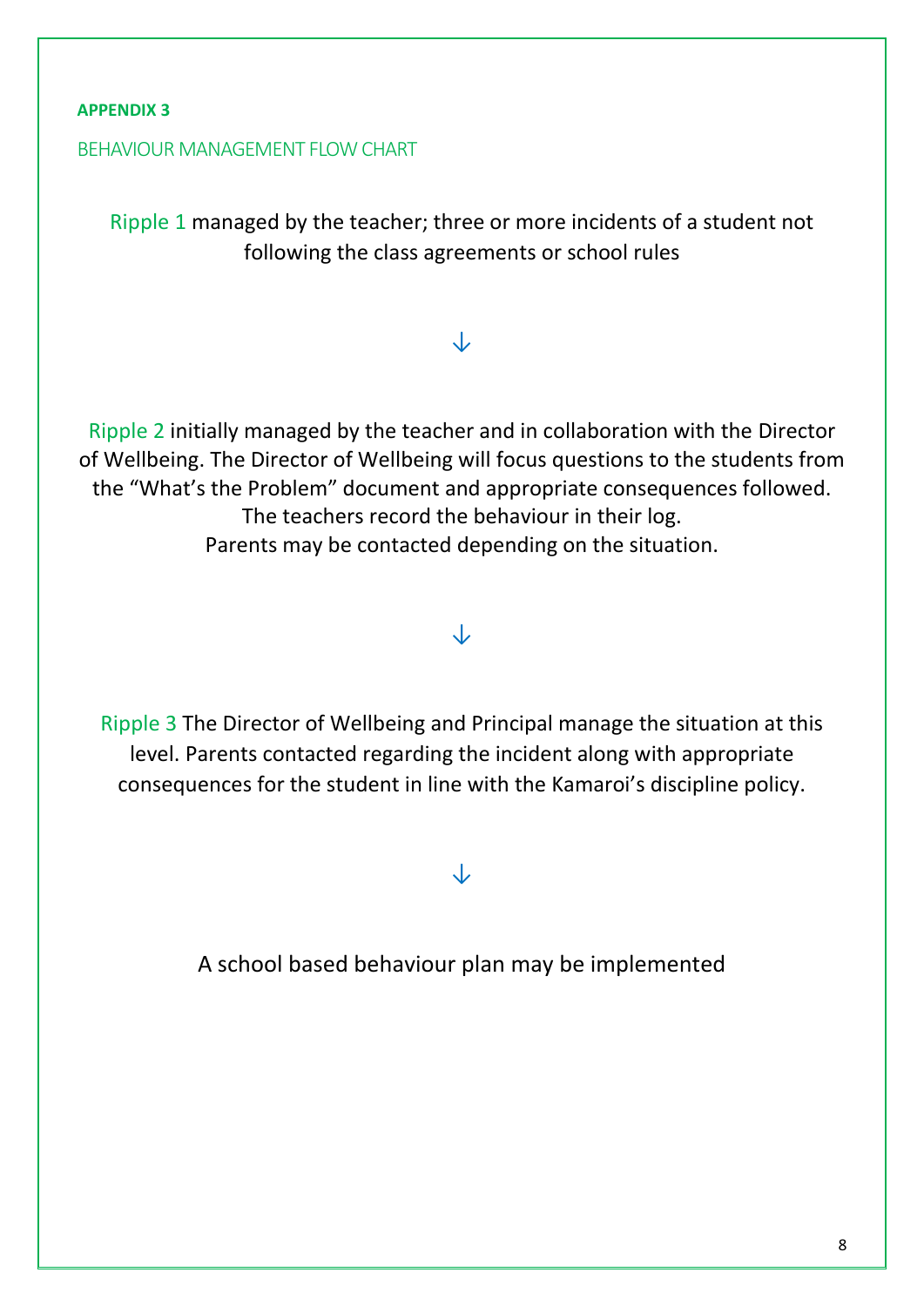**APPENDIX 3**

## BEHAVIOUR MANAGEMENT FLOW CHART

Ripple 1 managed by the teacher; three or more incidents of a student not following the class agreements or school rules

↓

Ripple 2 initially managed by the teacher and in collaboration with the Director of Wellbeing. The Director of Wellbeing will focus questions to the students from the "What's the Problem" document and appropriate consequences followed. The teachers record the behaviour in their log.
Parents may be contacted depending on the situation.

↓

Ripple 3 The Director of Wellbeing and Principal manage the situation at this level. Parents contacted regarding the incident along with appropriate consequences for the student in line with the Kamaroi's discipline policy.

↓

A school based behaviour plan may be implemented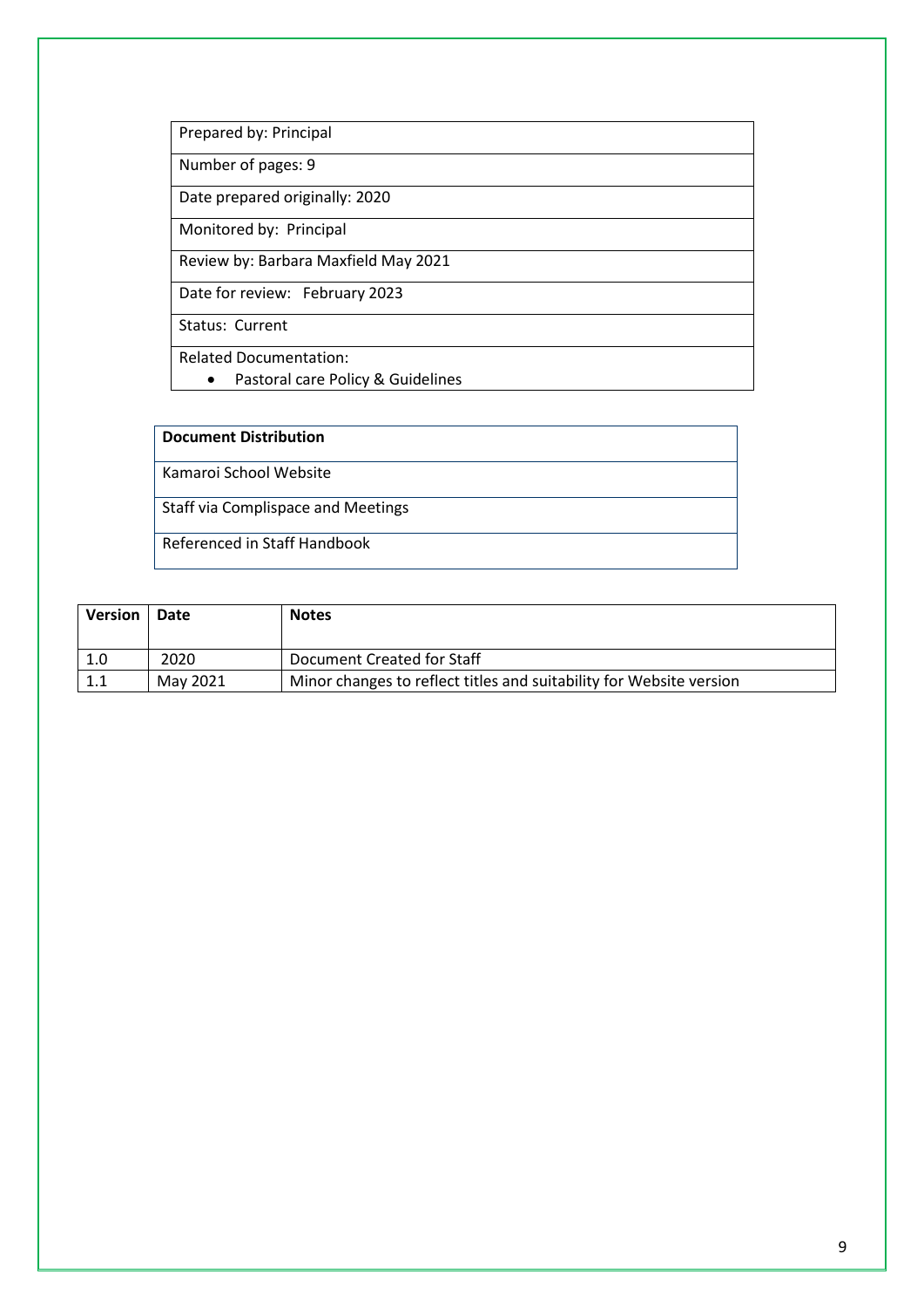| |
|---|
| Prepared by: Principal |
| Number of pages: 9 |
| Date prepared originally: 2020 |
| Monitored by: Principal |
| Review by: Barbara Maxfield May 2021 |
| Date for review: February 2023 |
| Status: Current |
| Related Documentation:<br>• Pastoral care Policy & Guidelines |

| **Document Distribution** |
|---|
| Kamaroi School Website |
| Staff via Complispace and Meetings |
| Referenced in Staff Handbook |

| **Version** | **Date** | **Notes** |
|---|---|---|
| 1.0 | 2020 | Document Created for Staff |
| 1.1 | May 2021 | Minor changes to reflect titles and suitability for Website version |